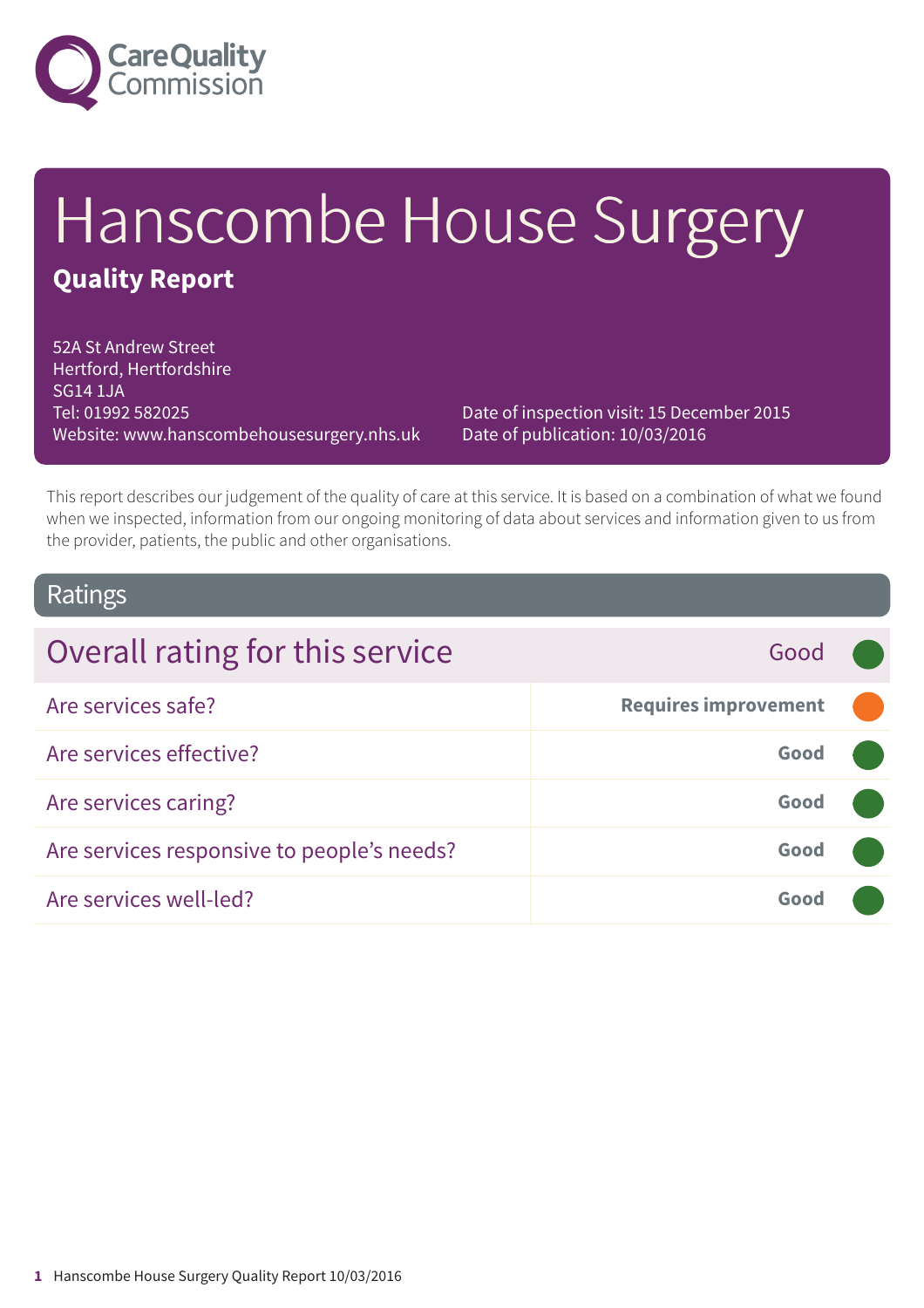Care Quality Commission

# Hanscombe House Surgery

## Quality Report

52A St Andrew Street
Hertford, Hertfordshire
SG14 1JA
Tel: 01992 582025
Website: www.hanscombehousesurgery.nhs.uk

Date of inspection visit: 15 December 2015
Date of publication: 10/03/2016

This report describes our judgement of the quality of care at this service. It is based on a combination of what we found when we inspected, information from our ongoing monitoring of data about services and information given to us from the provider, patients, the public and other organisations.

## Ratings

| Overall rating for this service | Good |
|---|---|
| Are services safe? | Requires improvement |
| Are services effective? | Good |
| Are services caring? | Good |
| Are services responsive to people's needs? | Good |
| Are services well-led? | Good |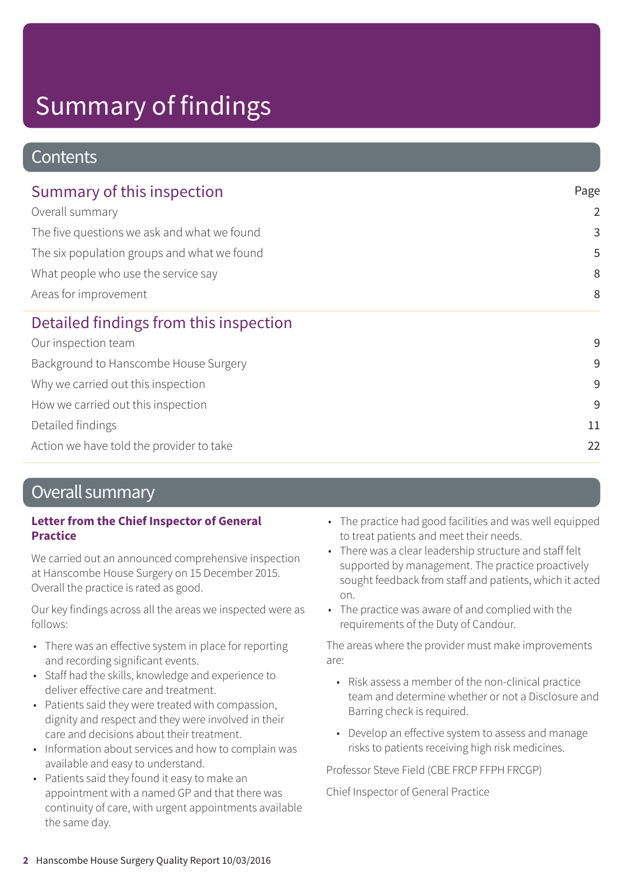# Summary of findings

## Contents

### Summary of this inspection

| | Page |
|---|---|
| Overall summary | 2 |
| The five questions we ask and what we found | 3 |
| The six population groups and what we found | 5 |
| What people who use the service say | 8 |
| Areas for improvement | 8 |

### Detailed findings from this inspection

| | |
|---|---|
| Our inspection team | 9 |
| Background to Hanscombe House Surgery | 9 |
| Why we carried out this inspection | 9 |
| How we carried out this inspection | 9 |
| Detailed findings | 11 |
| Action we have told the provider to take | 22 |

## Overall summary

**Letter from the Chief Inspector of General Practice**

We carried out an announced comprehensive inspection at Hanscombe House Surgery on 15 December 2015. Overall the practice is rated as good.

Our key findings across all the areas we inspected were as follows:

- There was an effective system in place for reporting and recording significant events.
- Staff had the skills, knowledge and experience to deliver effective care and treatment.
- Patients said they were treated with compassion, dignity and respect and they were involved in their care and decisions about their treatment.
- Information about services and how to complain was available and easy to understand.
- Patients said they found it easy to make an appointment with a named GP and that there was continuity of care, with urgent appointments available the same day.
- The practice had good facilities and was well equipped to treat patients and meet their needs.
- There was a clear leadership structure and staff felt supported by management. The practice proactively sought feedback from staff and patients, which it acted on.
- The practice was aware of and complied with the requirements of the Duty of Candour.

The areas where the provider must make improvements are:

- Risk assess a member of the non-clinical practice team and determine whether or not a Disclosure and Barring check is required.
- Develop an effective system to assess and manage risks to patients receiving high risk medicines.

Professor Steve Field (CBE FRCP FFPH FRCGP)

Chief Inspector of General Practice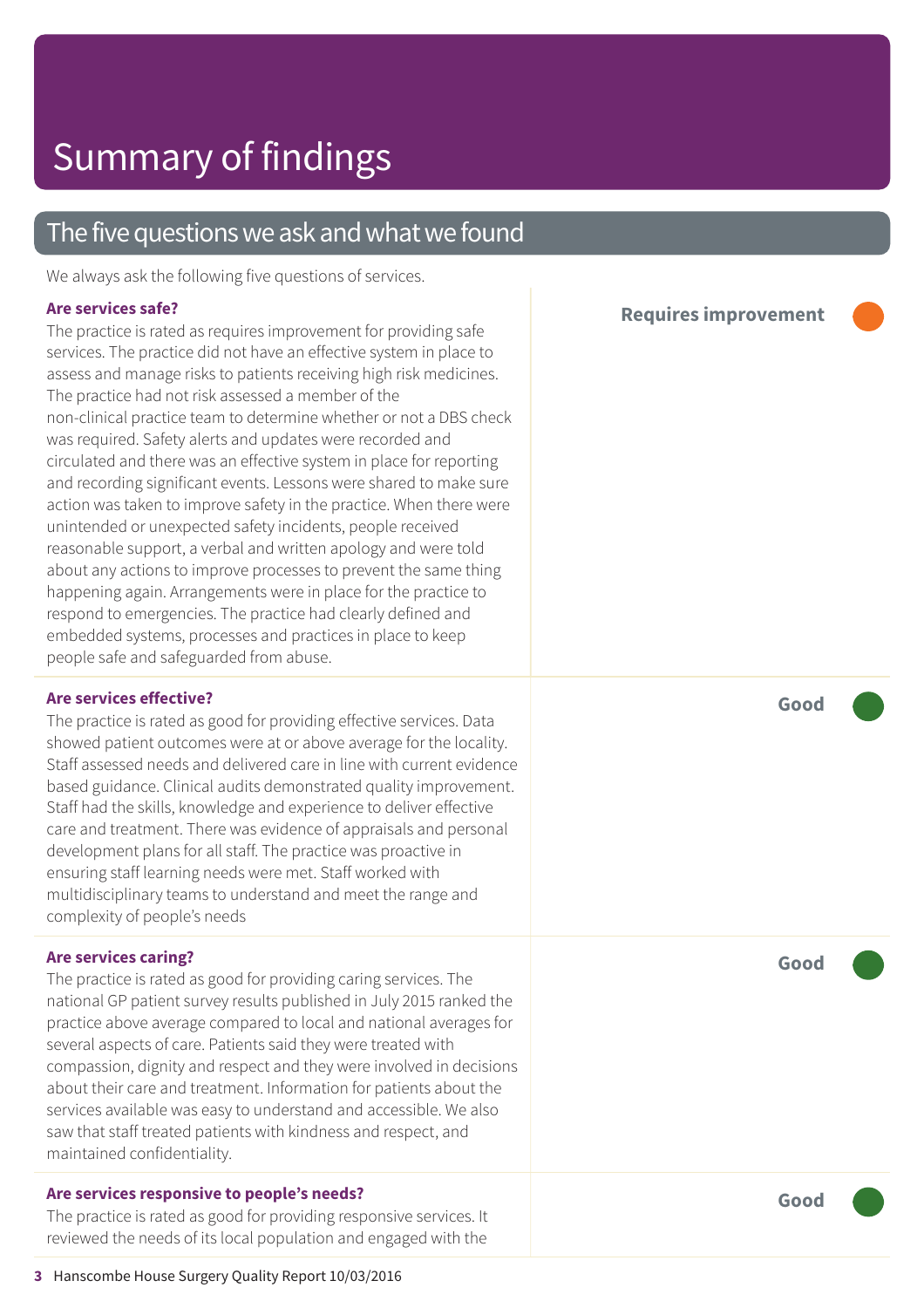# Summary of findings

## The five questions we ask and what we found

We always ask the following five questions of services.

### Are services safe?

**Requires improvement**

The practice is rated as requires improvement for providing safe services. The practice did not have an effective system in place to assess and manage risks to patients receiving high risk medicines. The practice had not risk assessed a member of the non-clinical practice team to determine whether or not a DBS check was required. Safety alerts and updates were recorded and circulated and there was an effective system in place for reporting and recording significant events. Lessons were shared to make sure action was taken to improve safety in the practice. When there were unintended or unexpected safety incidents, people received reasonable support, a verbal and written apology and were told about any actions to improve processes to prevent the same thing happening again. Arrangements were in place for the practice to respond to emergencies. The practice had clearly defined and embedded systems, processes and practices in place to keep people safe and safeguarded from abuse.

### Are services effective?

**Good**

The practice is rated as good for providing effective services. Data showed patient outcomes were at or above average for the locality. Staff assessed needs and delivered care in line with current evidence based guidance. Clinical audits demonstrated quality improvement. Staff had the skills, knowledge and experience to deliver effective care and treatment. There was evidence of appraisals and personal development plans for all staff. The practice was proactive in ensuring staff learning needs were met. Staff worked with multidisciplinary teams to understand and meet the range and complexity of people's needs

### Are services caring?

**Good**

The practice is rated as good for providing caring services. The national GP patient survey results published in July 2015 ranked the practice above average compared to local and national averages for several aspects of care. Patients said they were treated with compassion, dignity and respect and they were involved in decisions about their care and treatment. Information for patients about the services available was easy to understand and accessible. We also saw that staff treated patients with kindness and respect, and maintained confidentiality.

### Are services responsive to people's needs?

**Good**

The practice is rated as good for providing responsive services. It reviewed the needs of its local population and engaged with the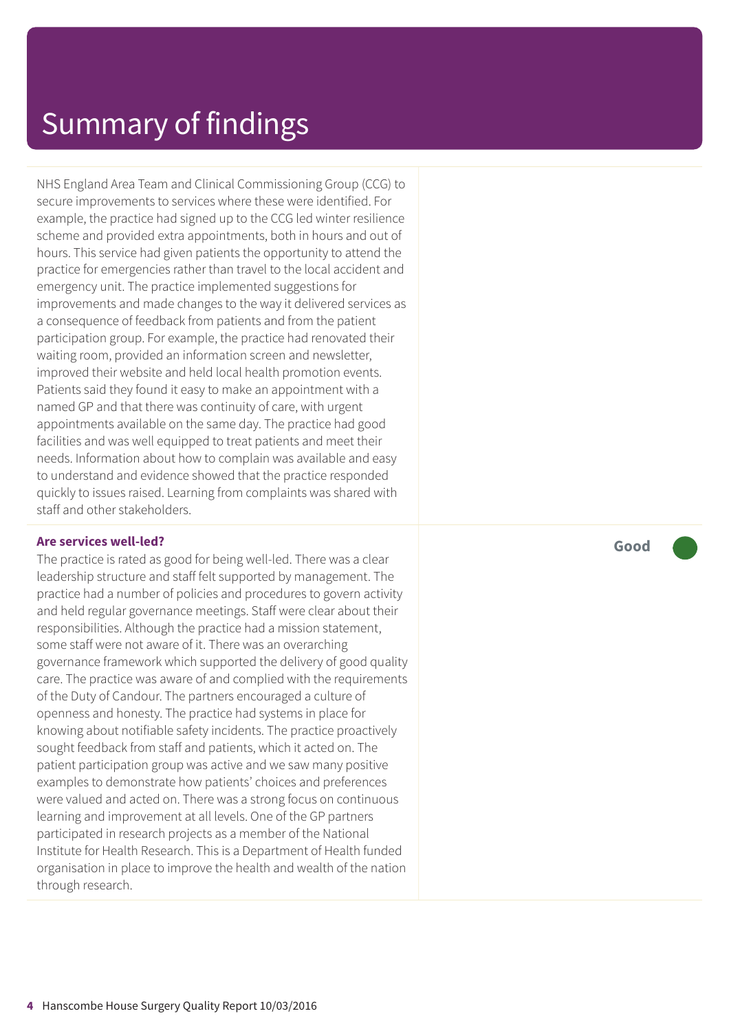# Summary of findings

NHS England Area Team and Clinical Commissioning Group (CCG) to secure improvements to services where these were identified. For example, the practice had signed up to the CCG led winter resilience scheme and provided extra appointments, both in hours and out of hours. This service had given patients the opportunity to attend the practice for emergencies rather than travel to the local accident and emergency unit. The practice implemented suggestions for improvements and made changes to the way it delivered services as a consequence of feedback from patients and from the patient participation group. For example, the practice had renovated their waiting room, provided an information screen and newsletter, improved their website and held local health promotion events. Patients said they found it easy to make an appointment with a named GP and that there was continuity of care, with urgent appointments available on the same day. The practice had good facilities and was well equipped to treat patients and meet their needs. Information about how to complain was available and easy to understand and evidence showed that the practice responded quickly to issues raised. Learning from complaints was shared with staff and other stakeholders.

**Are services well-led?** — **Good**

The practice is rated as good for being well-led. There was a clear leadership structure and staff felt supported by management. The practice had a number of policies and procedures to govern activity and held regular governance meetings. Staff were clear about their responsibilities. Although the practice had a mission statement, some staff were not aware of it. There was an overarching governance framework which supported the delivery of good quality care. The practice was aware of and complied with the requirements of the Duty of Candour. The partners encouraged a culture of openness and honesty. The practice had systems in place for knowing about notifiable safety incidents. The practice proactively sought feedback from staff and patients, which it acted on. The patient participation group was active and we saw many positive examples to demonstrate how patients' choices and preferences were valued and acted on. There was a strong focus on continuous learning and improvement at all levels. One of the GP partners participated in research projects as a member of the National Institute for Health Research. This is a Department of Health funded organisation in place to improve the health and wealth of the nation through research.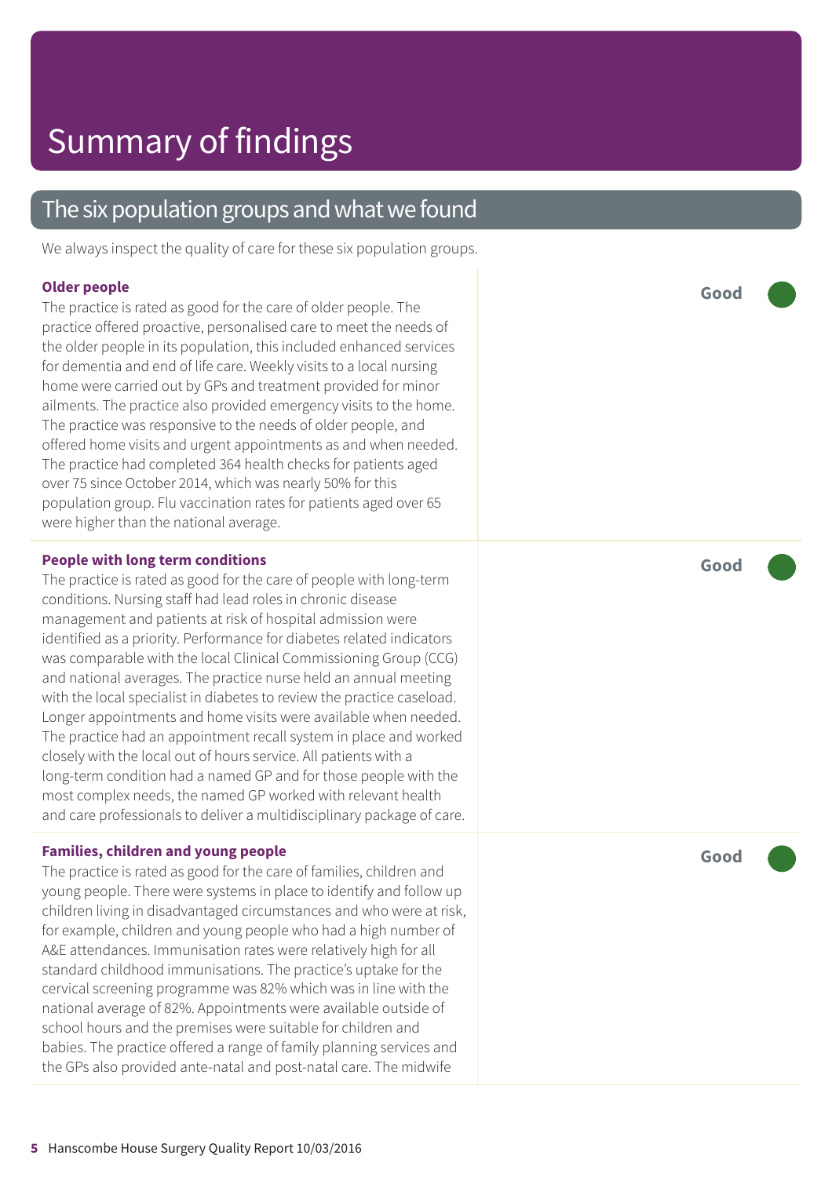# Summary of findings

## The six population groups and what we found

We always inspect the quality of care for these six population groups.

**Older people**

The practice is rated as good for the care of older people. The practice offered proactive, personalised care to meet the needs of the older people in its population, this included enhanced services for dementia and end of life care. Weekly visits to a local nursing home were carried out by GPs and treatment provided for minor ailments. The practice also provided emergency visits to the home. The practice was responsive to the needs of older people, and offered home visits and urgent appointments as and when needed. The practice had completed 364 health checks for patients aged over 75 since October 2014, which was nearly 50% for this population group. Flu vaccination rates for patients aged over 65 were higher than the national average.

**Good**

**People with long term conditions**

The practice is rated as good for the care of people with long-term conditions. Nursing staff had lead roles in chronic disease management and patients at risk of hospital admission were identified as a priority. Performance for diabetes related indicators was comparable with the local Clinical Commissioning Group (CCG) and national averages. The practice nurse held an annual meeting with the local specialist in diabetes to review the practice caseload. Longer appointments and home visits were available when needed. The practice had an appointment recall system in place and worked closely with the local out of hours service. All patients with a long-term condition had a named GP and for those people with the most complex needs, the named GP worked with relevant health and care professionals to deliver a multidisciplinary package of care.

**Good**

**Families, children and young people**

The practice is rated as good for the care of families, children and young people. There were systems in place to identify and follow up children living in disadvantaged circumstances and who were at risk, for example, children and young people who had a high number of A&E attendances. Immunisation rates were relatively high for all standard childhood immunisations. The practice's uptake for the cervical screening programme was 82% which was in line with the national average of 82%. Appointments were available outside of school hours and the premises were suitable for children and babies. The practice offered a range of family planning services and the GPs also provided ante-natal and post-natal care. The midwife

**Good**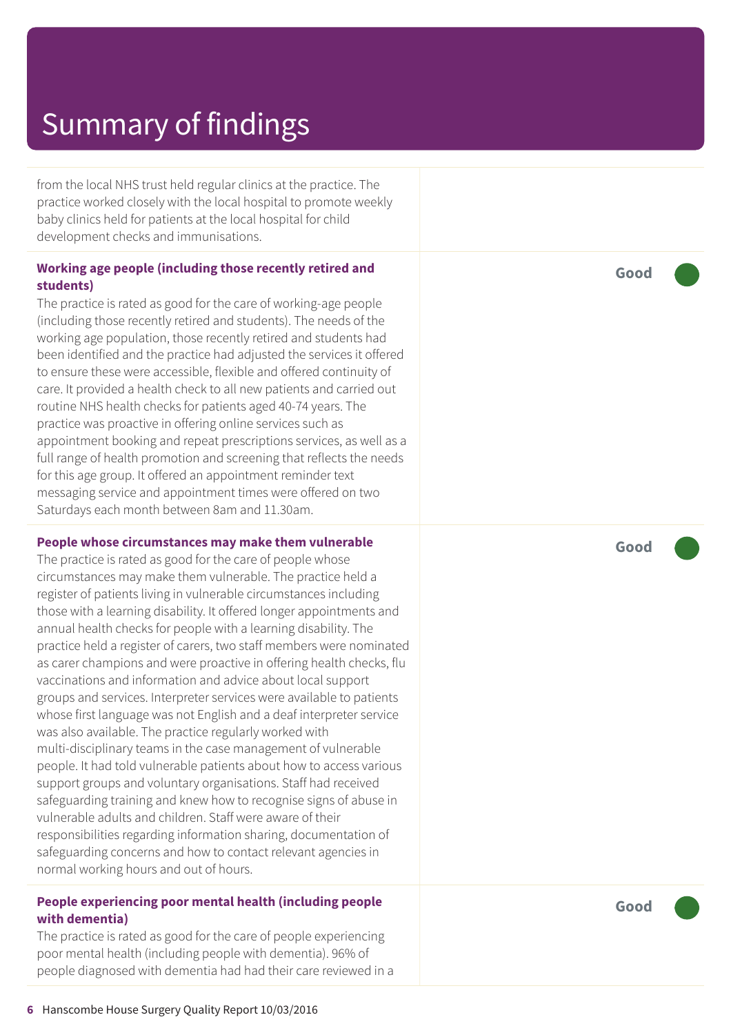# Summary of findings

from the local NHS trust held regular clinics at the practice. The practice worked closely with the local hospital to promote weekly baby clinics held for patients at the local hospital for child development checks and immunisations.

**Working age people (including those recently retired and students)**

**Good**

The practice is rated as good for the care of working-age people (including those recently retired and students). The needs of the working age population, those recently retired and students had been identified and the practice had adjusted the services it offered to ensure these were accessible, flexible and offered continuity of care. It provided a health check to all new patients and carried out routine NHS health checks for patients aged 40-74 years. The practice was proactive in offering online services such as appointment booking and repeat prescriptions services, as well as a full range of health promotion and screening that reflects the needs for this age group. It offered an appointment reminder text messaging service and appointment times were offered on two Saturdays each month between 8am and 11.30am.

**People whose circumstances may make them vulnerable**

**Good**

The practice is rated as good for the care of people whose circumstances may make them vulnerable. The practice held a register of patients living in vulnerable circumstances including those with a learning disability. It offered longer appointments and annual health checks for people with a learning disability. The practice held a register of carers, two staff members were nominated as carer champions and were proactive in offering health checks, flu vaccinations and information and advice about local support groups and services. Interpreter services were available to patients whose first language was not English and a deaf interpreter service was also available. The practice regularly worked with multi-disciplinary teams in the case management of vulnerable people. It had told vulnerable patients about how to access various support groups and voluntary organisations. Staff had received safeguarding training and knew how to recognise signs of abuse in vulnerable adults and children. Staff were aware of their responsibilities regarding information sharing, documentation of safeguarding concerns and how to contact relevant agencies in normal working hours and out of hours.

**People experiencing poor mental health (including people with dementia)**

**Good**

The practice is rated as good for the care of people experiencing poor mental health (including people with dementia). 96% of people diagnosed with dementia had had their care reviewed in a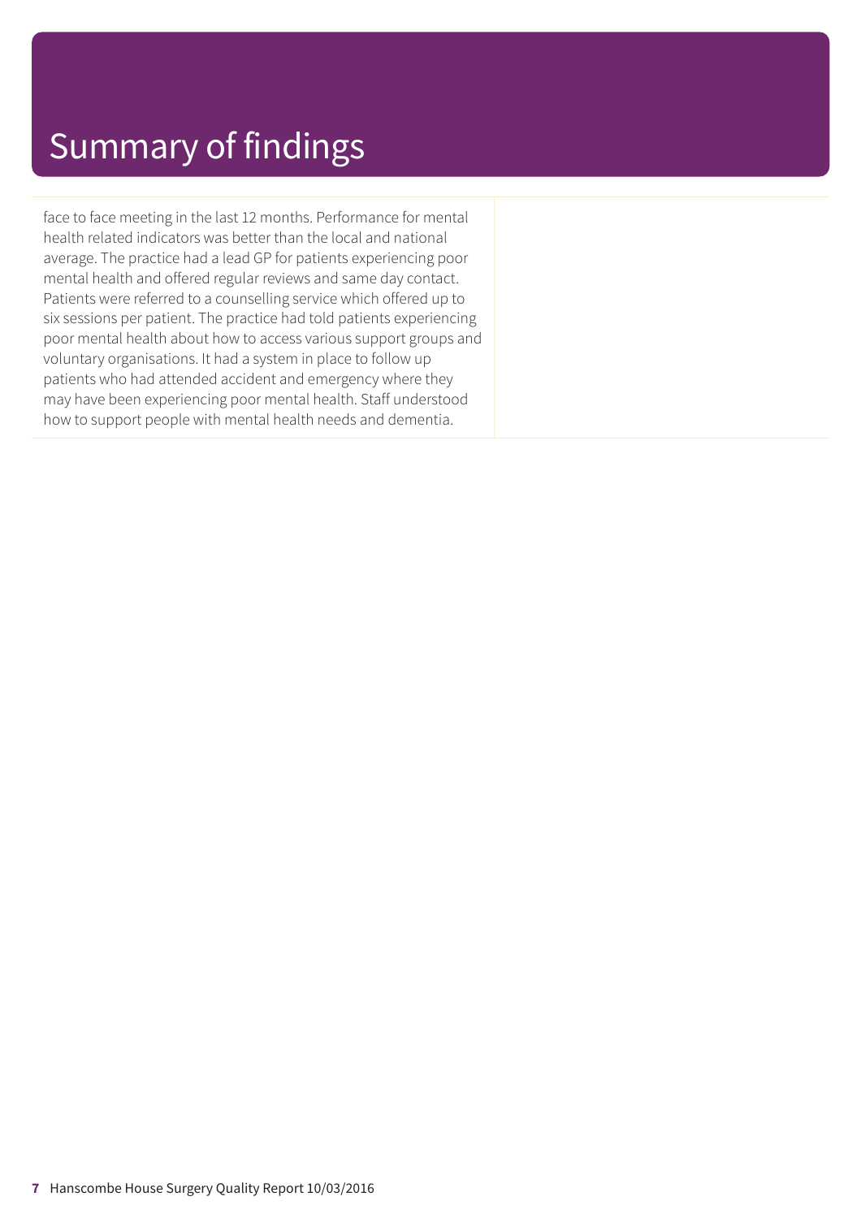# Summary of findings

face to face meeting in the last 12 months. Performance for mental health related indicators was better than the local and national average. The practice had a lead GP for patients experiencing poor mental health and offered regular reviews and same day contact. Patients were referred to a counselling service which offered up to six sessions per patient. The practice had told patients experiencing poor mental health about how to access various support groups and voluntary organisations. It had a system in place to follow up patients who had attended accident and emergency where they may have been experiencing poor mental health. Staff understood how to support people with mental health needs and dementia.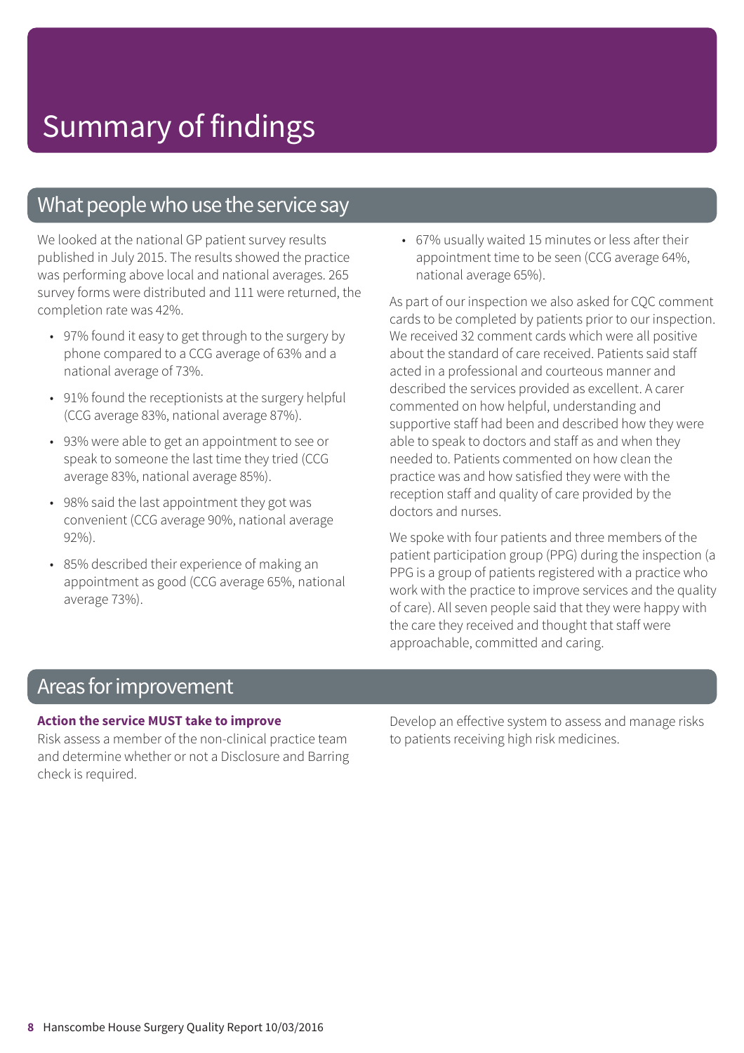# Summary of findings

## What people who use the service say

We looked at the national GP patient survey results published in July 2015. The results showed the practice was performing above local and national averages. 265 survey forms were distributed and 111 were returned, the completion rate was 42%.

- 97% found it easy to get through to the surgery by phone compared to a CCG average of 63% and a national average of 73%.
- 91% found the receptionists at the surgery helpful (CCG average 83%, national average 87%).
- 93% were able to get an appointment to see or speak to someone the last time they tried (CCG average 83%, national average 85%).
- 98% said the last appointment they got was convenient (CCG average 90%, national average 92%).
- 85% described their experience of making an appointment as good (CCG average 65%, national average 73%).
- 67% usually waited 15 minutes or less after their appointment time to be seen (CCG average 64%, national average 65%).

As part of our inspection we also asked for CQC comment cards to be completed by patients prior to our inspection. We received 32 comment cards which were all positive about the standard of care received. Patients said staff acted in a professional and courteous manner and described the services provided as excellent. A carer commented on how helpful, understanding and supportive staff had been and described how they were able to speak to doctors and staff as and when they needed to. Patients commented on how clean the practice was and how satisfied they were with the reception staff and quality of care provided by the doctors and nurses.

We spoke with four patients and three members of the patient participation group (PPG) during the inspection (a PPG is a group of patients registered with a practice who work with the practice to improve services and the quality of care). All seven people said that they were happy with the care they received and thought that staff were approachable, committed and caring.

## Areas for improvement

**Action the service MUST take to improve**

Risk assess a member of the non-clinical practice team and determine whether or not a Disclosure and Barring check is required.

Develop an effective system to assess and manage risks to patients receiving high risk medicines.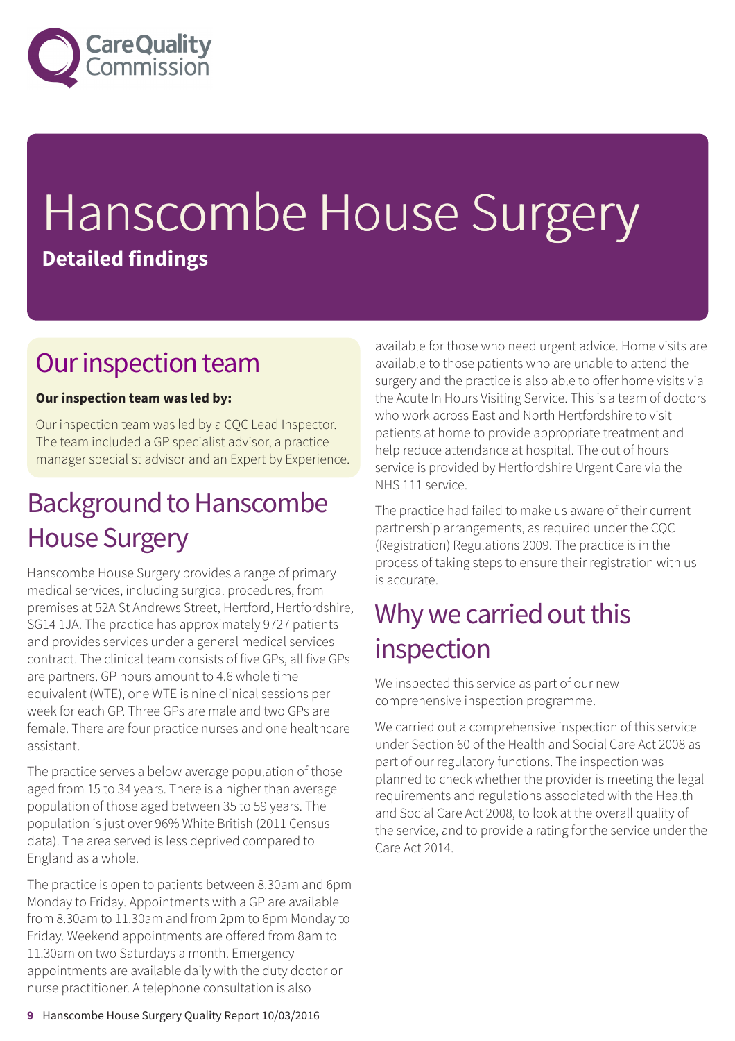# Hanscombe House Surgery

**Detailed findings**

## Our inspection team

**Our inspection team was led by:**

Our inspection team was led by a CQC Lead Inspector. The team included a GP specialist advisor, a practice manager specialist advisor and an Expert by Experience.

## Background to Hanscombe House Surgery

Hanscombe House Surgery provides a range of primary medical services, including surgical procedures, from premises at 52A St Andrews Street, Hertford, Hertfordshire, SG14 1JA. The practice has approximately 9727 patients and provides services under a general medical services contract. The clinical team consists of five GPs, all five GPs are partners. GP hours amount to 4.6 whole time equivalent (WTE), one WTE is nine clinical sessions per week for each GP. Three GPs are male and two GPs are female. There are four practice nurses and one healthcare assistant.

The practice serves a below average population of those aged from 15 to 34 years. There is a higher than average population of those aged between 35 to 59 years. The population is just over 96% White British (2011 Census data). The area served is less deprived compared to England as a whole.

The practice is open to patients between 8.30am and 6pm Monday to Friday. Appointments with a GP are available from 8.30am to 11.30am and from 2pm to 6pm Monday to Friday. Weekend appointments are offered from 8am to 11.30am on two Saturdays a month. Emergency appointments are available daily with the duty doctor or nurse practitioner. A telephone consultation is also available for those who need urgent advice. Home visits are available to those patients who are unable to attend the surgery and the practice is also able to offer home visits via the Acute In Hours Visiting Service. This is a team of doctors who work across East and North Hertfordshire to visit patients at home to provide appropriate treatment and help reduce attendance at hospital. The out of hours service is provided by Hertfordshire Urgent Care via the NHS 111 service.

The practice had failed to make us aware of their current partnership arrangements, as required under the CQC (Registration) Regulations 2009. The practice is in the process of taking steps to ensure their registration with us is accurate.

## Why we carried out this inspection

We inspected this service as part of our new comprehensive inspection programme.

We carried out a comprehensive inspection of this service under Section 60 of the Health and Social Care Act 2008 as part of our regulatory functions. The inspection was planned to check whether the provider is meeting the legal requirements and regulations associated with the Health and Social Care Act 2008, to look at the overall quality of the service, and to provide a rating for the service under the Care Act 2014.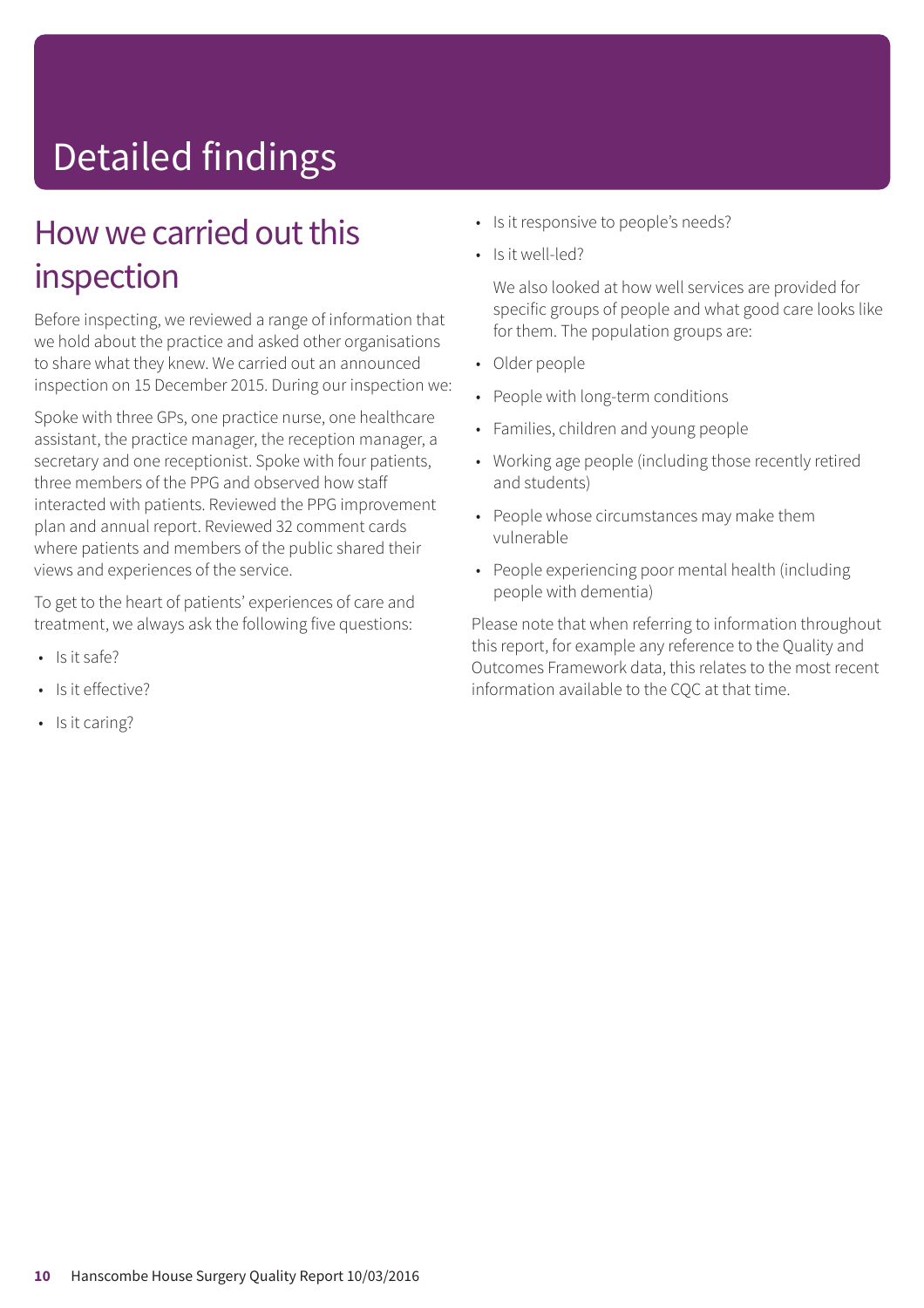# Detailed findings

## How we carried out this inspection

Before inspecting, we reviewed a range of information that we hold about the practice and asked other organisations to share what they knew. We carried out an announced inspection on 15 December 2015. During our inspection we:

Spoke with three GPs, one practice nurse, one healthcare assistant, the practice manager, the reception manager, a secretary and one receptionist. Spoke with four patients, three members of the PPG and observed how staff interacted with patients. Reviewed the PPG improvement plan and annual report. Reviewed 32 comment cards where patients and members of the public shared their views and experiences of the service.

To get to the heart of patients' experiences of care and treatment, we always ask the following five questions:

- Is it safe?
- Is it effective?
- Is it caring?
- Is it responsive to people's needs?
- Is it well-led?

We also looked at how well services are provided for specific groups of people and what good care looks like for them. The population groups are:

- Older people
- People with long-term conditions
- Families, children and young people
- Working age people (including those recently retired and students)
- People whose circumstances may make them vulnerable
- People experiencing poor mental health (including people with dementia)

Please note that when referring to information throughout this report, for example any reference to the Quality and Outcomes Framework data, this relates to the most recent information available to the CQC at that time.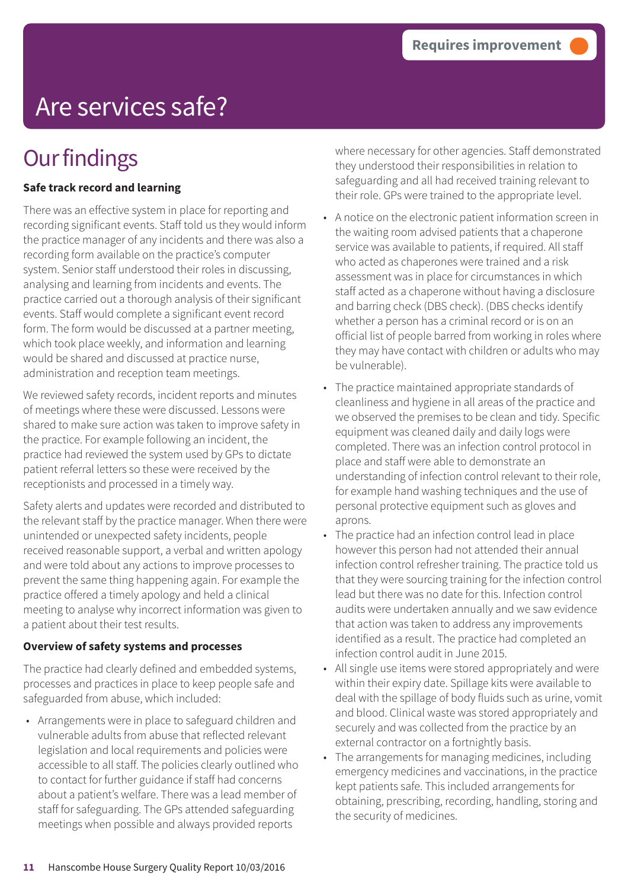Requires improvement

# Are services safe?

## Our findings

**Safe track record and learning**

There was an effective system in place for reporting and recording significant events. Staff told us they would inform the practice manager of any incidents and there was also a recording form available on the practice's computer system. Senior staff understood their roles in discussing, analysing and learning from incidents and events. The practice carried out a thorough analysis of their significant events. Staff would complete a significant event record form. The form would be discussed at a partner meeting, which took place weekly, and information and learning would be shared and discussed at practice nurse, administration and reception team meetings.

We reviewed safety records, incident reports and minutes of meetings where these were discussed. Lessons were shared to make sure action was taken to improve safety in the practice. For example following an incident, the practice had reviewed the system used by GPs to dictate patient referral letters so these were received by the receptionists and processed in a timely way.

Safety alerts and updates were recorded and distributed to the relevant staff by the practice manager. When there were unintended or unexpected safety incidents, people received reasonable support, a verbal and written apology and were told about any actions to improve processes to prevent the same thing happening again. For example the practice offered a timely apology and held a clinical meeting to analyse why incorrect information was given to a patient about their test results.

**Overview of safety systems and processes**

The practice had clearly defined and embedded systems, processes and practices in place to keep people safe and safeguarded from abuse, which included:

- Arrangements were in place to safeguard children and vulnerable adults from abuse that reflected relevant legislation and local requirements and policies were accessible to all staff. The policies clearly outlined who to contact for further guidance if staff had concerns about a patient's welfare. There was a lead member of staff for safeguarding. The GPs attended safeguarding meetings when possible and always provided reports where necessary for other agencies. Staff demonstrated they understood their responsibilities in relation to safeguarding and all had received training relevant to their role. GPs were trained to the appropriate level.
- A notice on the electronic patient information screen in the waiting room advised patients that a chaperone service was available to patients, if required. All staff who acted as chaperones were trained and a risk assessment was in place for circumstances in which staff acted as a chaperone without having a disclosure and barring check (DBS check). (DBS checks identify whether a person has a criminal record or is on an official list of people barred from working in roles where they may have contact with children or adults who may be vulnerable).
- The practice maintained appropriate standards of cleanliness and hygiene in all areas of the practice and we observed the premises to be clean and tidy. Specific equipment was cleaned daily and daily logs were completed. There was an infection control protocol in place and staff were able to demonstrate an understanding of infection control relevant to their role, for example hand washing techniques and the use of personal protective equipment such as gloves and aprons.
- The practice had an infection control lead in place however this person had not attended their annual infection control refresher training. The practice told us that they were sourcing training for the infection control lead but there was no date for this. Infection control audits were undertaken annually and we saw evidence that action was taken to address any improvements identified as a result. The practice had completed an infection control audit in June 2015.
- All single use items were stored appropriately and were within their expiry date. Spillage kits were available to deal with the spillage of body fluids such as urine, vomit and blood. Clinical waste was stored appropriately and securely and was collected from the practice by an external contractor on a fortnightly basis.
- The arrangements for managing medicines, including emergency medicines and vaccinations, in the practice kept patients safe. This included arrangements for obtaining, prescribing, recording, handling, storing and the security of medicines.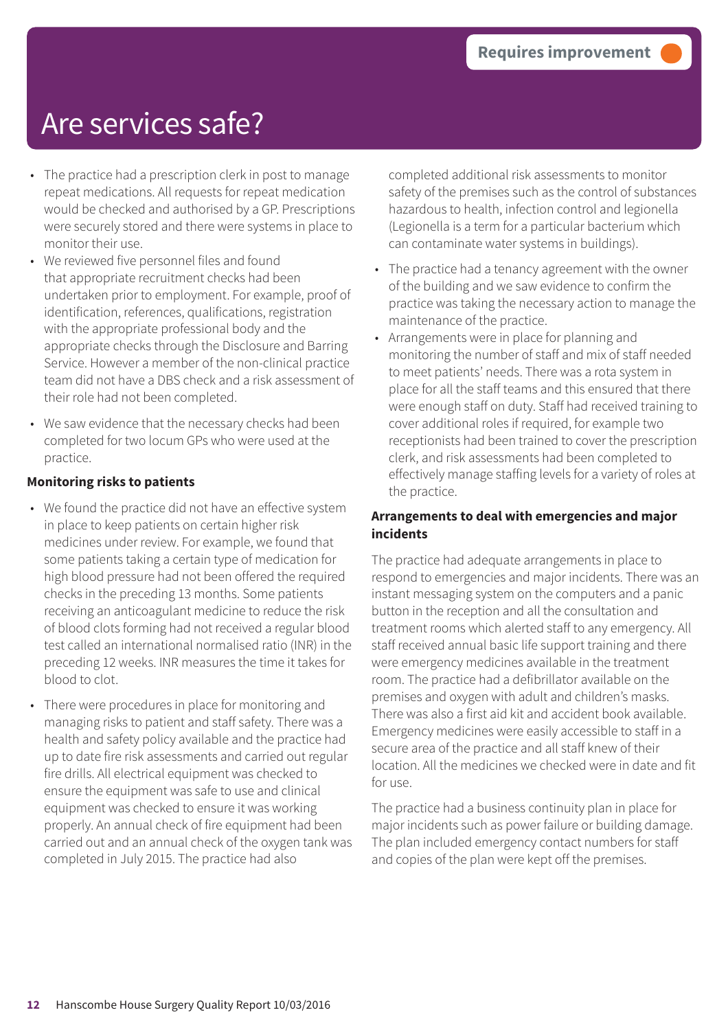# Are services safe?

**Requires improvement**

- The practice had a prescription clerk in post to manage repeat medications. All requests for repeat medication would be checked and authorised by a GP. Prescriptions were securely stored and there were systems in place to monitor their use.
- We reviewed five personnel files and found that appropriate recruitment checks had been undertaken prior to employment. For example, proof of identification, references, qualifications, registration with the appropriate professional body and the appropriate checks through the Disclosure and Barring Service. However a member of the non-clinical practice team did not have a DBS check and a risk assessment of their role had not been completed.
- We saw evidence that the necessary checks had been completed for two locum GPs who were used at the practice.

**Monitoring risks to patients**

- We found the practice did not have an effective system in place to keep patients on certain higher risk medicines under review. For example, we found that some patients taking a certain type of medication for high blood pressure had not been offered the required checks in the preceding 13 months. Some patients receiving an anticoagulant medicine to reduce the risk of blood clots forming had not received a regular blood test called an international normalised ratio (INR) in the preceding 12 weeks. INR measures the time it takes for blood to clot.
- There were procedures in place for monitoring and managing risks to patient and staff safety. There was a health and safety policy available and the practice had up to date fire risk assessments and carried out regular fire drills. All electrical equipment was checked to ensure the equipment was safe to use and clinical equipment was checked to ensure it was working properly. An annual check of fire equipment had been carried out and an annual check of the oxygen tank was completed in July 2015. The practice had also completed additional risk assessments to monitor safety of the premises such as the control of substances hazardous to health, infection control and legionella (Legionella is a term for a particular bacterium which can contaminate water systems in buildings).
- The practice had a tenancy agreement with the owner of the building and we saw evidence to confirm the practice was taking the necessary action to manage the maintenance of the practice.
- Arrangements were in place for planning and monitoring the number of staff and mix of staff needed to meet patients' needs. There was a rota system in place for all the staff teams and this ensured that there were enough staff on duty. Staff had received training to cover additional roles if required, for example two receptionists had been trained to cover the prescription clerk, and risk assessments had been completed to effectively manage staffing levels for a variety of roles at the practice.

**Arrangements to deal with emergencies and major incidents**

The practice had adequate arrangements in place to respond to emergencies and major incidents. There was an instant messaging system on the computers and a panic button in the reception and all the consultation and treatment rooms which alerted staff to any emergency. All staff received annual basic life support training and there were emergency medicines available in the treatment room. The practice had a defibrillator available on the premises and oxygen with adult and children's masks. There was also a first aid kit and accident book available. Emergency medicines were easily accessible to staff in a secure area of the practice and all staff knew of their location. All the medicines we checked were in date and fit for use.

The practice had a business continuity plan in place for major incidents such as power failure or building damage. The plan included emergency contact numbers for staff and copies of the plan were kept off the premises.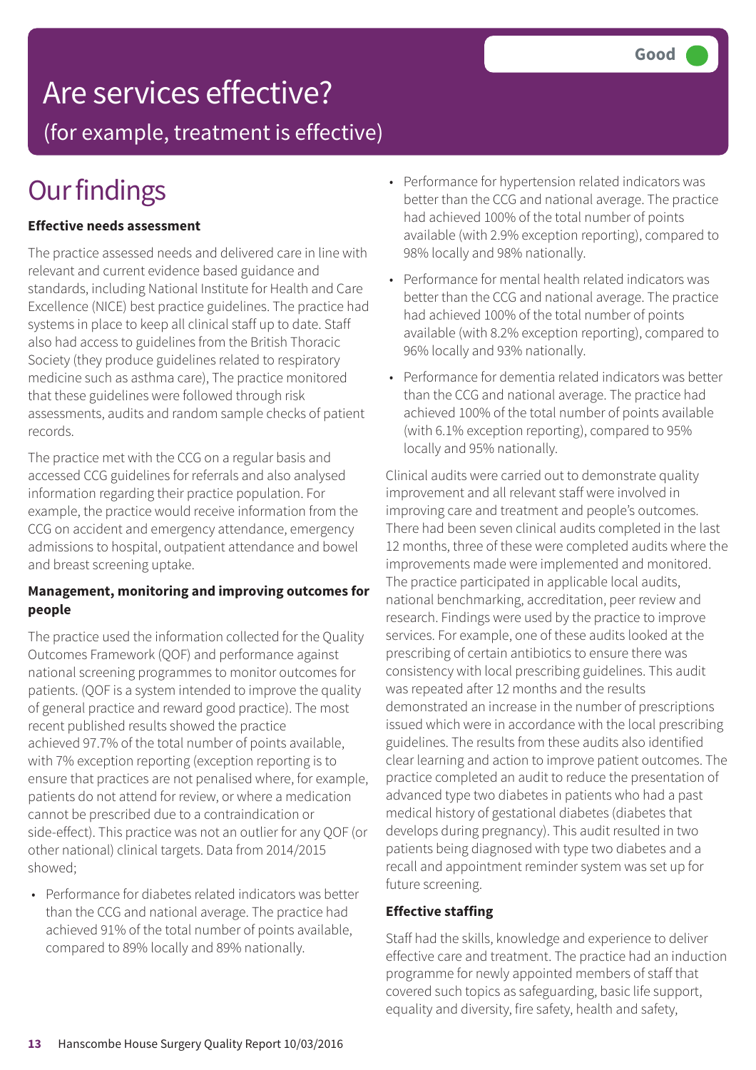# Are services effective?

## (for example, treatment is effective)

**Good**

# Our findings

### Effective needs assessment

The practice assessed needs and delivered care in line with relevant and current evidence based guidance and standards, including National Institute for Health and Care Excellence (NICE) best practice guidelines. The practice had systems in place to keep all clinical staff up to date. Staff also had access to guidelines from the British Thoracic Society (they produce guidelines related to respiratory medicine such as asthma care), The practice monitored that these guidelines were followed through risk assessments, audits and random sample checks of patient records.

The practice met with the CCG on a regular basis and accessed CCG guidelines for referrals and also analysed information regarding their practice population. For example, the practice would receive information from the CCG on accident and emergency attendance, emergency admissions to hospital, outpatient attendance and bowel and breast screening uptake.

### Management, monitoring and improving outcomes for people

The practice used the information collected for the Quality Outcomes Framework (QOF) and performance against national screening programmes to monitor outcomes for patients. (QOF is a system intended to improve the quality of general practice and reward good practice). The most recent published results showed the practice achieved 97.7% of the total number of points available, with 7% exception reporting (exception reporting is to ensure that practices are not penalised where, for example, patients do not attend for review, or where a medication cannot be prescribed due to a contraindication or side-effect). This practice was not an outlier for any QOF (or other national) clinical targets. Data from 2014/2015 showed;

- Performance for diabetes related indicators was better than the CCG and national average. The practice had achieved 91% of the total number of points available, compared to 89% locally and 89% nationally.
- Performance for hypertension related indicators was better than the CCG and national average. The practice had achieved 100% of the total number of points available (with 2.9% exception reporting), compared to 98% locally and 98% nationally.
- Performance for mental health related indicators was better than the CCG and national average. The practice had achieved 100% of the total number of points available (with 8.2% exception reporting), compared to 96% locally and 93% nationally.
- Performance for dementia related indicators was better than the CCG and national average. The practice had achieved 100% of the total number of points available (with 6.1% exception reporting), compared to 95% locally and 95% nationally.

Clinical audits were carried out to demonstrate quality improvement and all relevant staff were involved in improving care and treatment and people's outcomes. There had been seven clinical audits completed in the last 12 months, three of these were completed audits where the improvements made were implemented and monitored. The practice participated in applicable local audits, national benchmarking, accreditation, peer review and research. Findings were used by the practice to improve services. For example, one of these audits looked at the prescribing of certain antibiotics to ensure there was consistency with local prescribing guidelines. This audit was repeated after 12 months and the results demonstrated an increase in the number of prescriptions issued which were in accordance with the local prescribing guidelines. The results from these audits also identified clear learning and action to improve patient outcomes. The practice completed an audit to reduce the presentation of advanced type two diabetes in patients who had a past medical history of gestational diabetes (diabetes that develops during pregnancy). This audit resulted in two patients being diagnosed with type two diabetes and a recall and appointment reminder system was set up for future screening.

### Effective staffing

Staff had the skills, knowledge and experience to deliver effective care and treatment. The practice had an induction programme for newly appointed members of staff that covered such topics as safeguarding, basic life support, equality and diversity, fire safety, health and safety,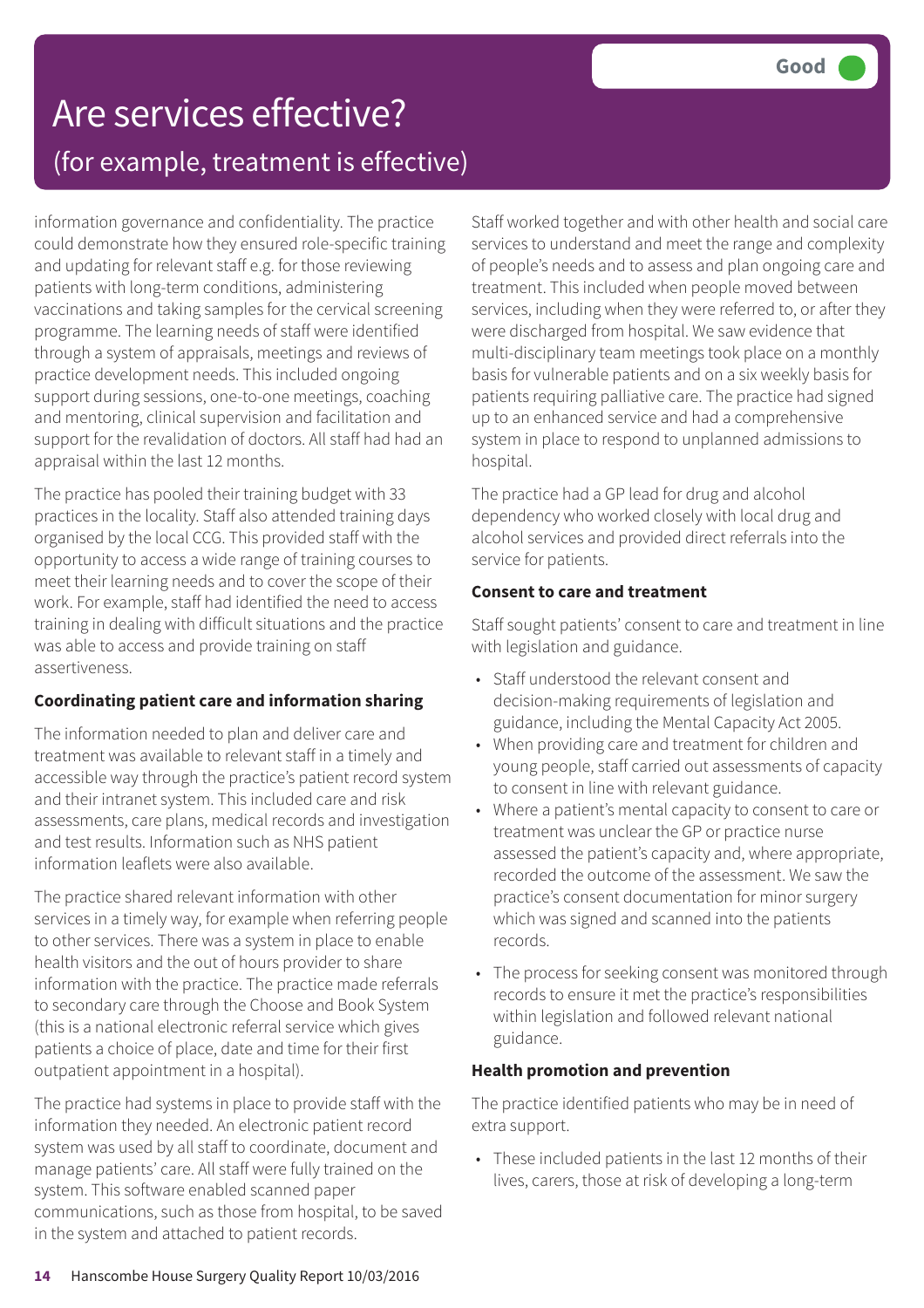# Are services effective?

## (for example, treatment is effective)

**Good**

information governance and confidentiality. The practice could demonstrate how they ensured role-specific training and updating for relevant staff e.g. for those reviewing patients with long-term conditions, administering vaccinations and taking samples for the cervical screening programme. The learning needs of staff were identified through a system of appraisals, meetings and reviews of practice development needs. This included ongoing support during sessions, one-to-one meetings, coaching and mentoring, clinical supervision and facilitation and support for the revalidation of doctors. All staff had had an appraisal within the last 12 months.

The practice has pooled their training budget with 33 practices in the locality. Staff also attended training days organised by the local CCG. This provided staff with the opportunity to access a wide range of training courses to meet their learning needs and to cover the scope of their work. For example, staff had identified the need to access training in dealing with difficult situations and the practice was able to access and provide training on staff assertiveness.

**Coordinating patient care and information sharing**

The information needed to plan and deliver care and treatment was available to relevant staff in a timely and accessible way through the practice's patient record system and their intranet system. This included care and risk assessments, care plans, medical records and investigation and test results. Information such as NHS patient information leaflets were also available.

The practice shared relevant information with other services in a timely way, for example when referring people to other services. There was a system in place to enable health visitors and the out of hours provider to share information with the practice. The practice made referrals to secondary care through the Choose and Book System (this is a national electronic referral service which gives patients a choice of place, date and time for their first outpatient appointment in a hospital).

The practice had systems in place to provide staff with the information they needed. An electronic patient record system was used by all staff to coordinate, document and manage patients' care. All staff were fully trained on the system. This software enabled scanned paper communications, such as those from hospital, to be saved in the system and attached to patient records.

Staff worked together and with other health and social care services to understand and meet the range and complexity of people's needs and to assess and plan ongoing care and treatment. This included when people moved between services, including when they were referred to, or after they were discharged from hospital. We saw evidence that multi-disciplinary team meetings took place on a monthly basis for vulnerable patients and on a six weekly basis for patients requiring palliative care. The practice had signed up to an enhanced service and had a comprehensive system in place to respond to unplanned admissions to hospital.

The practice had a GP lead for drug and alcohol dependency who worked closely with local drug and alcohol services and provided direct referrals into the service for patients.

**Consent to care and treatment**

Staff sought patients' consent to care and treatment in line with legislation and guidance.

- Staff understood the relevant consent and decision-making requirements of legislation and guidance, including the Mental Capacity Act 2005.
- When providing care and treatment for children and young people, staff carried out assessments of capacity to consent in line with relevant guidance.
- Where a patient's mental capacity to consent to care or treatment was unclear the GP or practice nurse assessed the patient's capacity and, where appropriate, recorded the outcome of the assessment. We saw the practice's consent documentation for minor surgery which was signed and scanned into the patients records.
- The process for seeking consent was monitored through records to ensure it met the practice's responsibilities within legislation and followed relevant national guidance.

**Health promotion and prevention**

The practice identified patients who may be in need of extra support.

- These included patients in the last 12 months of their lives, carers, those at risk of developing a long-term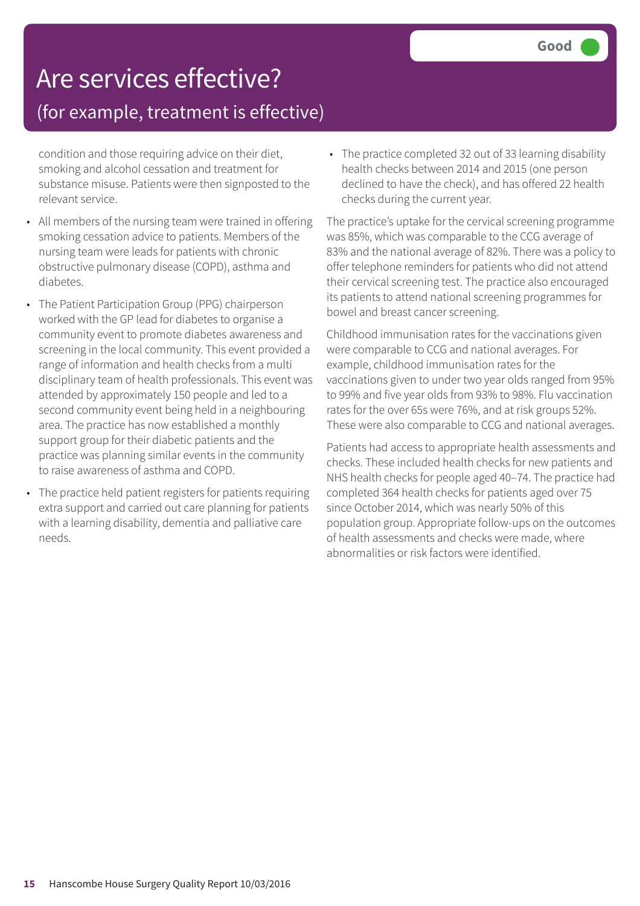# Are services effective?

## (for example, treatment is effective)

**Good**

condition and those requiring advice on their diet, smoking and alcohol cessation and treatment for substance misuse. Patients were then signposted to the relevant service.

- All members of the nursing team were trained in offering smoking cessation advice to patients. Members of the nursing team were leads for patients with chronic obstructive pulmonary disease (COPD), asthma and diabetes.
- The Patient Participation Group (PPG) chairperson worked with the GP lead for diabetes to organise a community event to promote diabetes awareness and screening in the local community. This event provided a range of information and health checks from a multi disciplinary team of health professionals. This event was attended by approximately 150 people and led to a second community event being held in a neighbouring area. The practice has now established a monthly support group for their diabetic patients and the practice was planning similar events in the community to raise awareness of asthma and COPD.
- The practice held patient registers for patients requiring extra support and carried out care planning for patients with a learning disability, dementia and palliative care needs.
- The practice completed 32 out of 33 learning disability health checks between 2014 and 2015 (one person declined to have the check), and has offered 22 health checks during the current year.

The practice's uptake for the cervical screening programme was 85%, which was comparable to the CCG average of 83% and the national average of 82%. There was a policy to offer telephone reminders for patients who did not attend their cervical screening test. The practice also encouraged its patients to attend national screening programmes for bowel and breast cancer screening.

Childhood immunisation rates for the vaccinations given were comparable to CCG and national averages. For example, childhood immunisation rates for the vaccinations given to under two year olds ranged from 95% to 99% and five year olds from 93% to 98%. Flu vaccination rates for the over 65s were 76%, and at risk groups 52%. These were also comparable to CCG and national averages.

Patients had access to appropriate health assessments and checks. These included health checks for new patients and NHS health checks for people aged 40–74. The practice had completed 364 health checks for patients aged over 75 since October 2014, which was nearly 50% of this population group. Appropriate follow-ups on the outcomes of health assessments and checks were made, where abnormalities or risk factors were identified.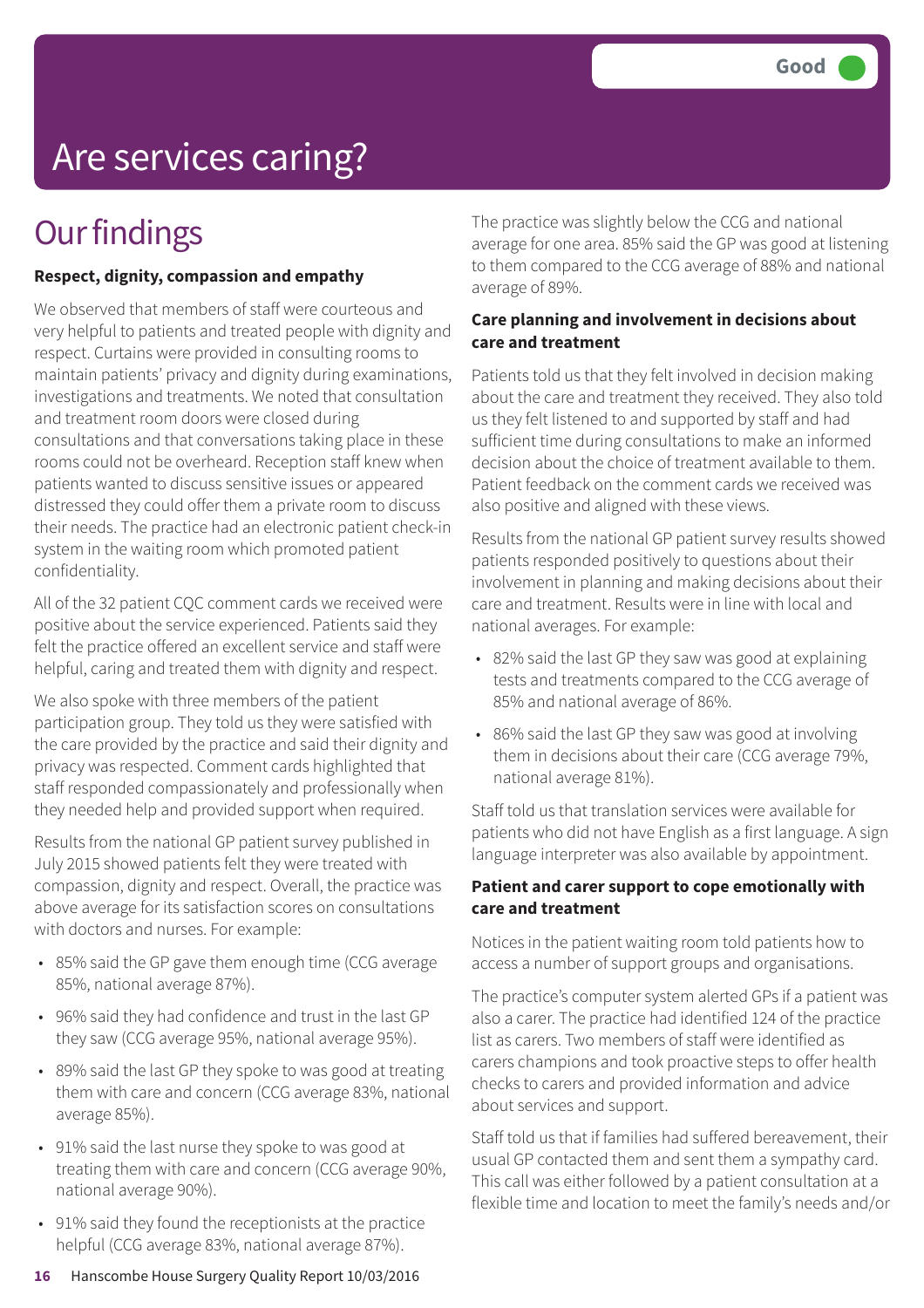# Are services caring?

Good

## Our findings

**Respect, dignity, compassion and empathy**

We observed that members of staff were courteous and very helpful to patients and treated people with dignity and respect. Curtains were provided in consulting rooms to maintain patients' privacy and dignity during examinations, investigations and treatments. We noted that consultation and treatment room doors were closed during consultations and that conversations taking place in these rooms could not be overheard. Reception staff knew when patients wanted to discuss sensitive issues or appeared distressed they could offer them a private room to discuss their needs. The practice had an electronic patient check-in system in the waiting room which promoted patient confidentiality.

All of the 32 patient CQC comment cards we received were positive about the service experienced. Patients said they felt the practice offered an excellent service and staff were helpful, caring and treated them with dignity and respect.

We also spoke with three members of the patient participation group. They told us they were satisfied with the care provided by the practice and said their dignity and privacy was respected. Comment cards highlighted that staff responded compassionately and professionally when they needed help and provided support when required.

Results from the national GP patient survey published in July 2015 showed patients felt they were treated with compassion, dignity and respect. Overall, the practice was above average for its satisfaction scores on consultations with doctors and nurses. For example:

- 85% said the GP gave them enough time (CCG average 85%, national average 87%).
- 96% said they had confidence and trust in the last GP they saw (CCG average 95%, national average 95%).
- 89% said the last GP they spoke to was good at treating them with care and concern (CCG average 83%, national average 85%).
- 91% said the last nurse they spoke to was good at treating them with care and concern (CCG average 90%, national average 90%).
- 91% said they found the receptionists at the practice helpful (CCG average 83%, national average 87%).

The practice was slightly below the CCG and national average for one area. 85% said the GP was good at listening to them compared to the CCG average of 88% and national average of 89%.

**Care planning and involvement in decisions about care and treatment**

Patients told us that they felt involved in decision making about the care and treatment they received. They also told us they felt listened to and supported by staff and had sufficient time during consultations to make an informed decision about the choice of treatment available to them. Patient feedback on the comment cards we received was also positive and aligned with these views.

Results from the national GP patient survey results showed patients responded positively to questions about their involvement in planning and making decisions about their care and treatment. Results were in line with local and national averages. For example:

- 82% said the last GP they saw was good at explaining tests and treatments compared to the CCG average of 85% and national average of 86%.
- 86% said the last GP they saw was good at involving them in decisions about their care (CCG average 79%, national average 81%).

Staff told us that translation services were available for patients who did not have English as a first language. A sign language interpreter was also available by appointment.

**Patient and carer support to cope emotionally with care and treatment**

Notices in the patient waiting room told patients how to access a number of support groups and organisations.

The practice's computer system alerted GPs if a patient was also a carer. The practice had identified 124 of the practice list as carers. Two members of staff were identified as carers champions and took proactive steps to offer health checks to carers and provided information and advice about services and support.

Staff told us that if families had suffered bereavement, their usual GP contacted them and sent them a sympathy card. This call was either followed by a patient consultation at a flexible time and location to meet the family's needs and/or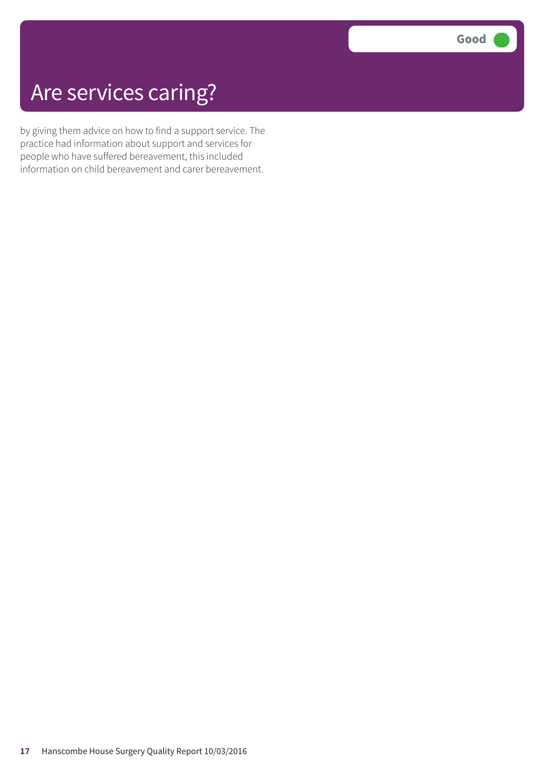# Are services caring?

Good

by giving them advice on how to find a support service. The practice had information about support and services for people who have suffered bereavement, this included information on child bereavement and carer bereavement.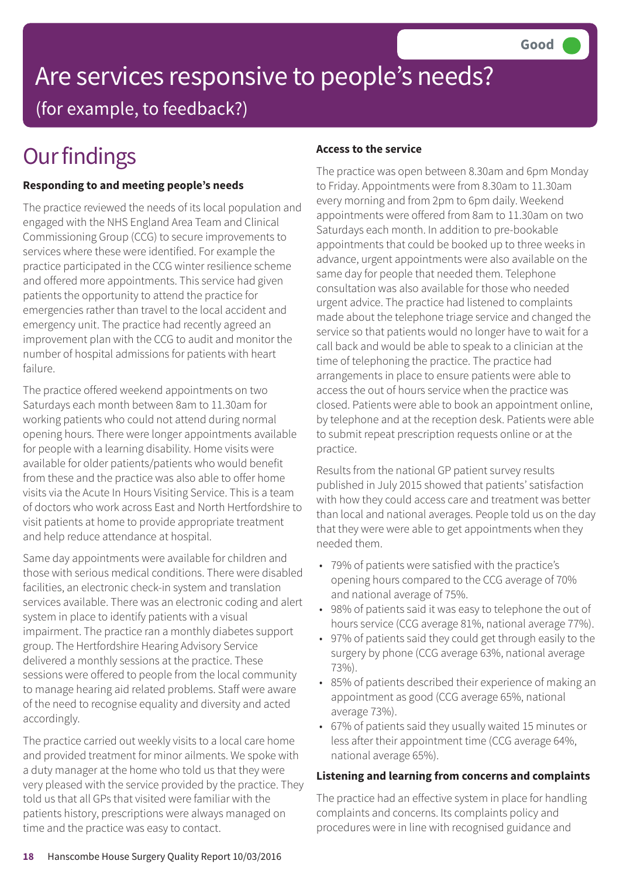Good

# Are services responsive to people's needs?

(for example, to feedback?)

## Our findings

### Responding to and meeting people's needs

The practice reviewed the needs of its local population and engaged with the NHS England Area Team and Clinical Commissioning Group (CCG) to secure improvements to services where these were identified. For example the practice participated in the CCG winter resilience scheme and offered more appointments. This service had given patients the opportunity to attend the practice for emergencies rather than travel to the local accident and emergency unit. The practice had recently agreed an improvement plan with the CCG to audit and monitor the number of hospital admissions for patients with heart failure.

The practice offered weekend appointments on two Saturdays each month between 8am to 11.30am for working patients who could not attend during normal opening hours. There were longer appointments available for people with a learning disability. Home visits were available for older patients/patients who would benefit from these and the practice was also able to offer home visits via the Acute In Hours Visiting Service. This is a team of doctors who work across East and North Hertfordshire to visit patients at home to provide appropriate treatment and help reduce attendance at hospital.

Same day appointments were available for children and those with serious medical conditions. There were disabled facilities, an electronic check-in system and translation services available. There was an electronic coding and alert system in place to identify patients with a visual impairment. The practice ran a monthly diabetes support group. The Hertfordshire Hearing Advisory Service delivered a monthly sessions at the practice. These sessions were offered to people from the local community to manage hearing aid related problems. Staff were aware of the need to recognise equality and diversity and acted accordingly.

The practice carried out weekly visits to a local care home and provided treatment for minor ailments. We spoke with a duty manager at the home who told us that they were very pleased with the service provided by the practice. They told us that all GPs that visited were familiar with the patients history, prescriptions were always managed on time and the practice was easy to contact.

### Access to the service

The practice was open between 8.30am and 6pm Monday to Friday. Appointments were from 8.30am to 11.30am every morning and from 2pm to 6pm daily. Weekend appointments were offered from 8am to 11.30am on two Saturdays each month. In addition to pre-bookable appointments that could be booked up to three weeks in advance, urgent appointments were also available on the same day for people that needed them. Telephone consultation was also available for those who needed urgent advice. The practice had listened to complaints made about the telephone triage service and changed the service so that patients would no longer have to wait for a call back and would be able to speak to a clinician at the time of telephoning the practice. The practice had arrangements in place to ensure patients were able to access the out of hours service when the practice was closed. Patients were able to book an appointment online, by telephone and at the reception desk. Patients were able to submit repeat prescription requests online or at the practice.

Results from the national GP patient survey results published in July 2015 showed that patients' satisfaction with how they could access care and treatment was better than local and national averages. People told us on the day that they were were able to get appointments when they needed them.

- 79% of patients were satisfied with the practice's opening hours compared to the CCG average of 70% and national average of 75%.
- 98% of patients said it was easy to telephone the out of hours service (CCG average 81%, national average 77%).
- 97% of patients said they could get through easily to the surgery by phone (CCG average 63%, national average 73%).
- 85% of patients described their experience of making an appointment as good (CCG average 65%, national average 73%).
- 67% of patients said they usually waited 15 minutes or less after their appointment time (CCG average 64%, national average 65%).

### Listening and learning from concerns and complaints

The practice had an effective system in place for handling complaints and concerns. Its complaints policy and procedures were in line with recognised guidance and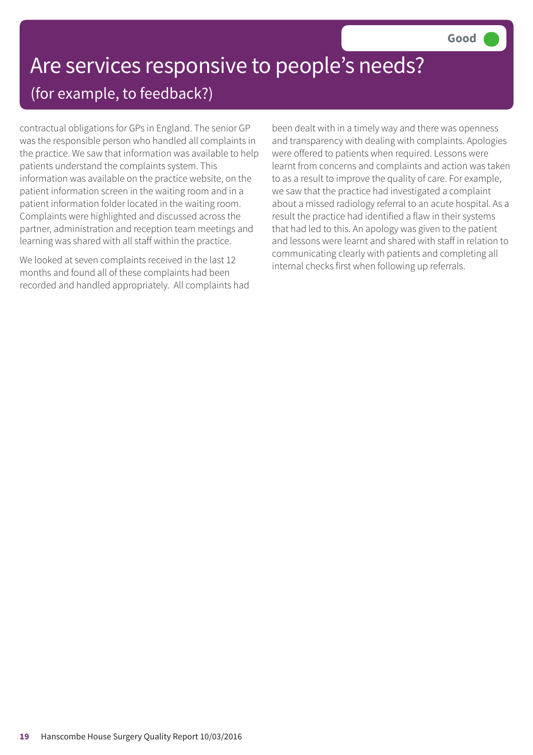# Are services responsive to people's needs?

## (for example, to feedback?)

**Good**

contractual obligations for GPs in England. The senior GP was the responsible person who handled all complaints in the practice. We saw that information was available to help patients understand the complaints system. This information was available on the practice website, on the patient information screen in the waiting room and in a patient information folder located in the waiting room. Complaints were highlighted and discussed across the partner, administration and reception team meetings and learning was shared with all staff within the practice.

We looked at seven complaints received in the last 12 months and found all of these complaints had been recorded and handled appropriately. All complaints had been dealt with in a timely way and there was openness and transparency with dealing with complaints. Apologies were offered to patients when required. Lessons were learnt from concerns and complaints and action was taken to as a result to improve the quality of care. For example, we saw that the practice had investigated a complaint about a missed radiology referral to an acute hospital. As a result the practice had identified a flaw in their systems that had led to this. An apology was given to the patient and lessons were learnt and shared with staff in relation to communicating clearly with patients and completing all internal checks first when following up referrals.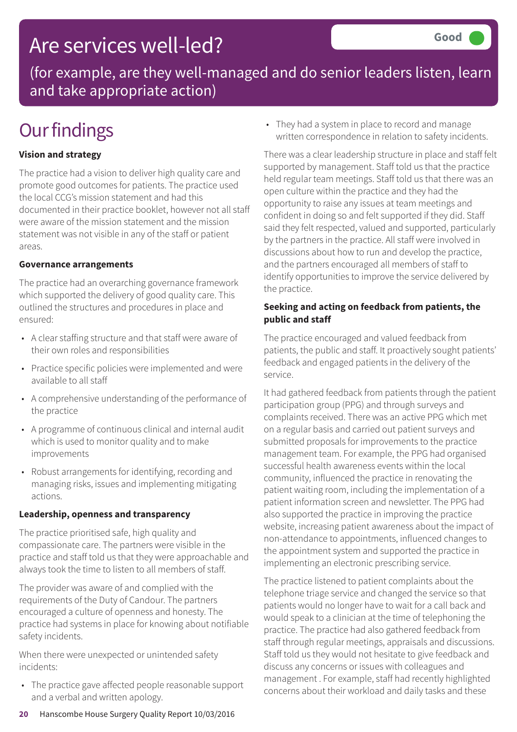# Are services well-led?

Good

(for example, are they well-managed and do senior leaders listen, learn and take appropriate action)

## Our findings

**Vision and strategy**

The practice had a vision to deliver high quality care and promote good outcomes for patients. The practice used the local CCG's mission statement and had this documented in their practice booklet, however not all staff were aware of the mission statement and the mission statement was not visible in any of the staff or patient areas.

**Governance arrangements**

The practice had an overarching governance framework which supported the delivery of good quality care. This outlined the structures and procedures in place and ensured:

- A clear staffing structure and that staff were aware of their own roles and responsibilities
- Practice specific policies were implemented and were available to all staff
- A comprehensive understanding of the performance of the practice
- A programme of continuous clinical and internal audit which is used to monitor quality and to make improvements
- Robust arrangements for identifying, recording and managing risks, issues and implementing mitigating actions.

**Leadership, openness and transparency**

The practice prioritised safe, high quality and compassionate care. The partners were visible in the practice and staff told us that they were approachable and always took the time to listen to all members of staff.

The provider was aware of and complied with the requirements of the Duty of Candour. The partners encouraged a culture of openness and honesty. The practice had systems in place for knowing about notifiable safety incidents.

When there were unexpected or unintended safety incidents:

- The practice gave affected people reasonable support and a verbal and written apology.
- They had a system in place to record and manage written correspondence in relation to safety incidents.

There was a clear leadership structure in place and staff felt supported by management. Staff told us that the practice held regular team meetings. Staff told us that there was an open culture within the practice and they had the opportunity to raise any issues at team meetings and confident in doing so and felt supported if they did. Staff said they felt respected, valued and supported, particularly by the partners in the practice. All staff were involved in discussions about how to run and develop the practice, and the partners encouraged all members of staff to identify opportunities to improve the service delivered by the practice.

**Seeking and acting on feedback from patients, the public and staff**

The practice encouraged and valued feedback from patients, the public and staff. It proactively sought patients' feedback and engaged patients in the delivery of the service.

It had gathered feedback from patients through the patient participation group (PPG) and through surveys and complaints received. There was an active PPG which met on a regular basis and carried out patient surveys and submitted proposals for improvements to the practice management team. For example, the PPG had organised successful health awareness events within the local community, influenced the practice in renovating the patient waiting room, including the implementation of a patient information screen and newsletter. The PPG had also supported the practice in improving the practice website, increasing patient awareness about the impact of non-attendance to appointments, influenced changes to the appointment system and supported the practice in implementing an electronic prescribing service.

The practice listened to patient complaints about the telephone triage service and changed the service so that patients would no longer have to wait for a call back and would speak to a clinician at the time of telephoning the practice. The practice had also gathered feedback from staff through regular meetings, appraisals and discussions. Staff told us they would not hesitate to give feedback and discuss any concerns or issues with colleagues and management . For example, staff had recently highlighted concerns about their workload and daily tasks and these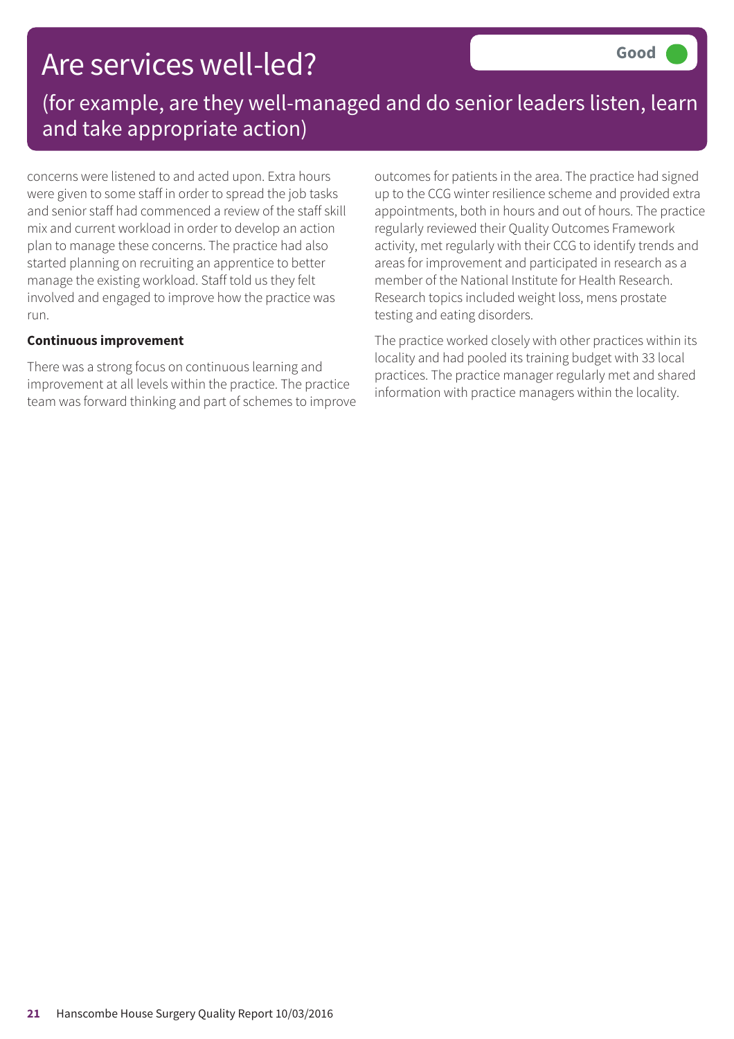# Are services well-led?

(for example, are they well-managed and do senior leaders listen, learn and take appropriate action)

**Good**

concerns were listened to and acted upon. Extra hours were given to some staff in order to spread the job tasks and senior staff had commenced a review of the staff skill mix and current workload in order to develop an action plan to manage these concerns. The practice had also started planning on recruiting an apprentice to better manage the existing workload. Staff told us they felt involved and engaged to improve how the practice was run.

**Continuous improvement**

There was a strong focus on continuous learning and improvement at all levels within the practice. The practice team was forward thinking and part of schemes to improve outcomes for patients in the area. The practice had signed up to the CCG winter resilience scheme and provided extra appointments, both in hours and out of hours. The practice regularly reviewed their Quality Outcomes Framework activity, met regularly with their CCG to identify trends and areas for improvement and participated in research as a member of the National Institute for Health Research. Research topics included weight loss, mens prostate testing and eating disorders.

The practice worked closely with other practices within its locality and had pooled its training budget with 33 local practices. The practice manager regularly met and shared information with practice managers within the locality.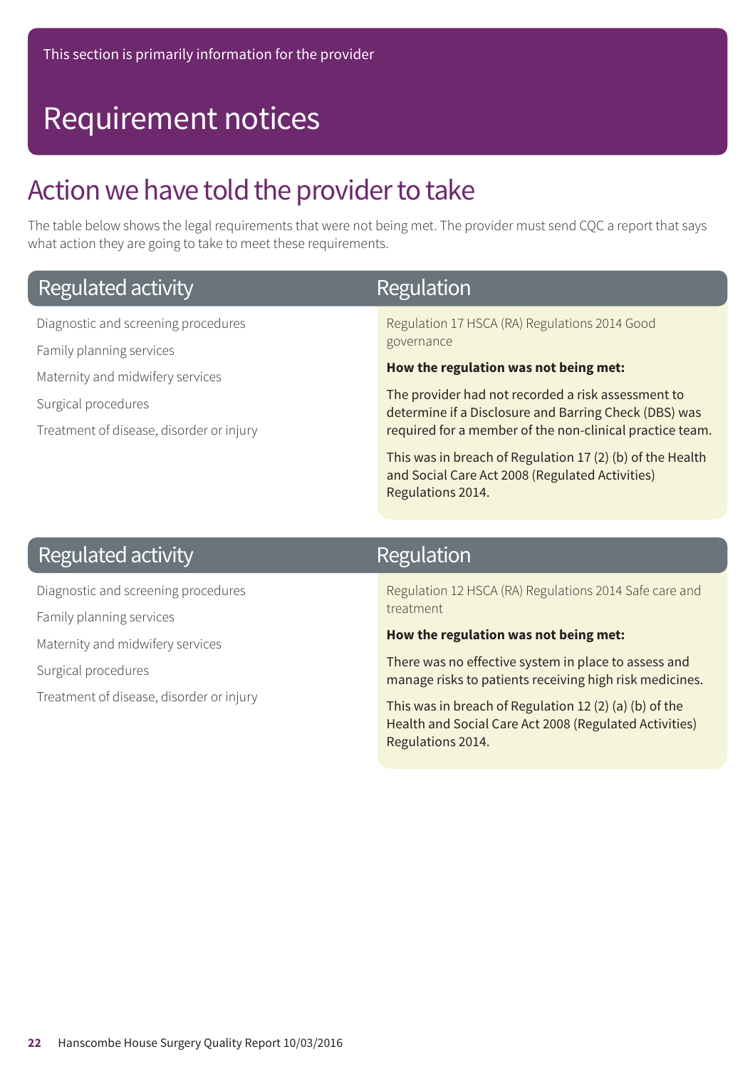This section is primarily information for the provider

# Requirement notices

## Action we have told the provider to take

The table below shows the legal requirements that were not being met. The provider must send CQC a report that says what action they are going to take to meet these requirements.

| Regulated activity | Regulation |
|---|---|
| Diagnostic and screening procedures<br>Family planning services<br>Maternity and midwifery services<br>Surgical procedures<br>Treatment of disease, disorder or injury | Regulation 17 HSCA (RA) Regulations 2014 Good governance<br><br>**How the regulation was not being met:**<br><br>The provider had not recorded a risk assessment to determine if a Disclosure and Barring Check (DBS) was required for a member of the non-clinical practice team.<br><br>This was in breach of Regulation 17 (2) (b) of the Health and Social Care Act 2008 (Regulated Activities) Regulations 2014. |

| Regulated activity | Regulation |
|---|---|
| Diagnostic and screening procedures<br>Family planning services<br>Maternity and midwifery services<br>Surgical procedures<br>Treatment of disease, disorder or injury | Regulation 12 HSCA (RA) Regulations 2014 Safe care and treatment<br><br>**How the regulation was not being met:**<br><br>There was no effective system in place to assess and manage risks to patients receiving high risk medicines.<br><br>This was in breach of Regulation 12 (2) (a) (b) of the Health and Social Care Act 2008 (Regulated Activities) Regulations 2014. |